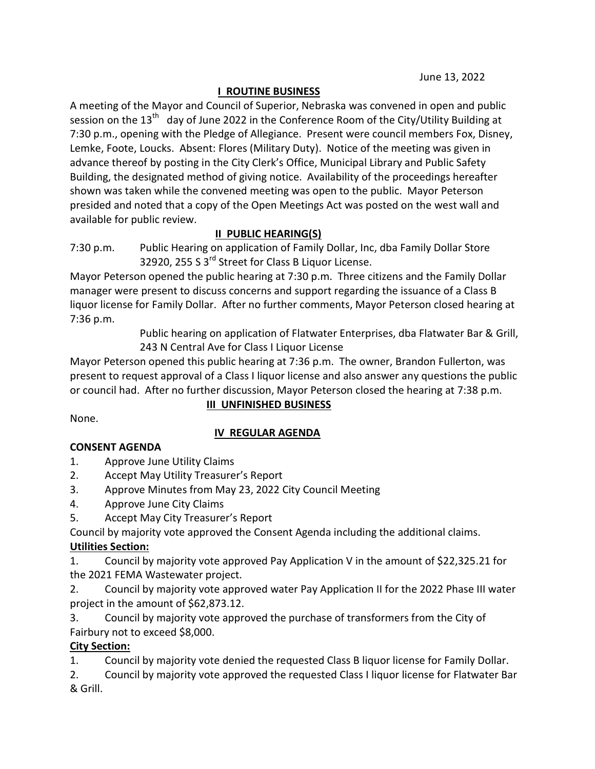June 13, 2022

## I ROUTINE BUSINESS

A meeting of the Mayor and Council of Superior, Nebraska was convened in open and public session on the 13th day of June 2022 in the Conference Room of the City/Utility Building at 7:30 p.m., opening with the Pledge of Allegiance. Present were council members Fox, Disney, Lemke, Foote, Loucks. Absent: Flores (Military Duty). Notice of the meeting was given in advance thereof by posting in the City Clerk's Office, Municipal Library and Public Safety Building, the designated method of giving notice. Availability of the proceedings hereafter shown was taken while the convened meeting was open to the public. Mayor Peterson presided and noted that a copy of the Open Meetings Act was posted on the west wall and available for public review.

## II PUBLIC HEARING(S)

7:30 p.m. Public Hearing on application of Family Dollar, Inc, dba Family Dollar Store 32920, 255 S 3rd Street for Class B Liquor License.

Mayor Peterson opened the public hearing at 7:30 p.m. Three citizens and the Family Dollar manager were present to discuss concerns and support regarding the issuance of a Class B liquor license for Family Dollar. After no further comments, Mayor Peterson closed hearing at 7:36 p.m.

Public hearing on application of Flatwater Enterprises, dba Flatwater Bar & Grill, 243 N Central Ave for Class I Liquor License

Mayor Peterson opened this public hearing at 7:36 p.m. The owner, Brandon Fullerton, was present to request approval of a Class I liquor license and also answer any questions the public or council had. After no further discussion, Mayor Peterson closed the hearing at 7:38 p.m.

## III UNFINISHED BUSINESS

None.

## IV REGULAR AGENDA

**CONSENT AGENDA**

1. Approve June Utility Claims
2. Accept May Utility Treasurer's Report
3. Approve Minutes from May 23, 2022 City Council Meeting
4. Approve June City Claims
5. Accept May City Treasurer's Report

Council by majority vote approved the Consent Agenda including the additional claims.

**Utilities Section:**

1. Council by majority vote approved Pay Application V in the amount of $22,325.21 for the 2021 FEMA Wastewater project.
2. Council by majority vote approved water Pay Application II for the 2022 Phase III water project in the amount of $62,873.12.
3. Council by majority vote approved the purchase of transformers from the City of Fairbury not to exceed $8,000.

**City Section:**

1. Council by majority vote denied the requested Class B liquor license for Family Dollar.
2. Council by majority vote approved the requested Class I liquor license for Flatwater Bar & Grill.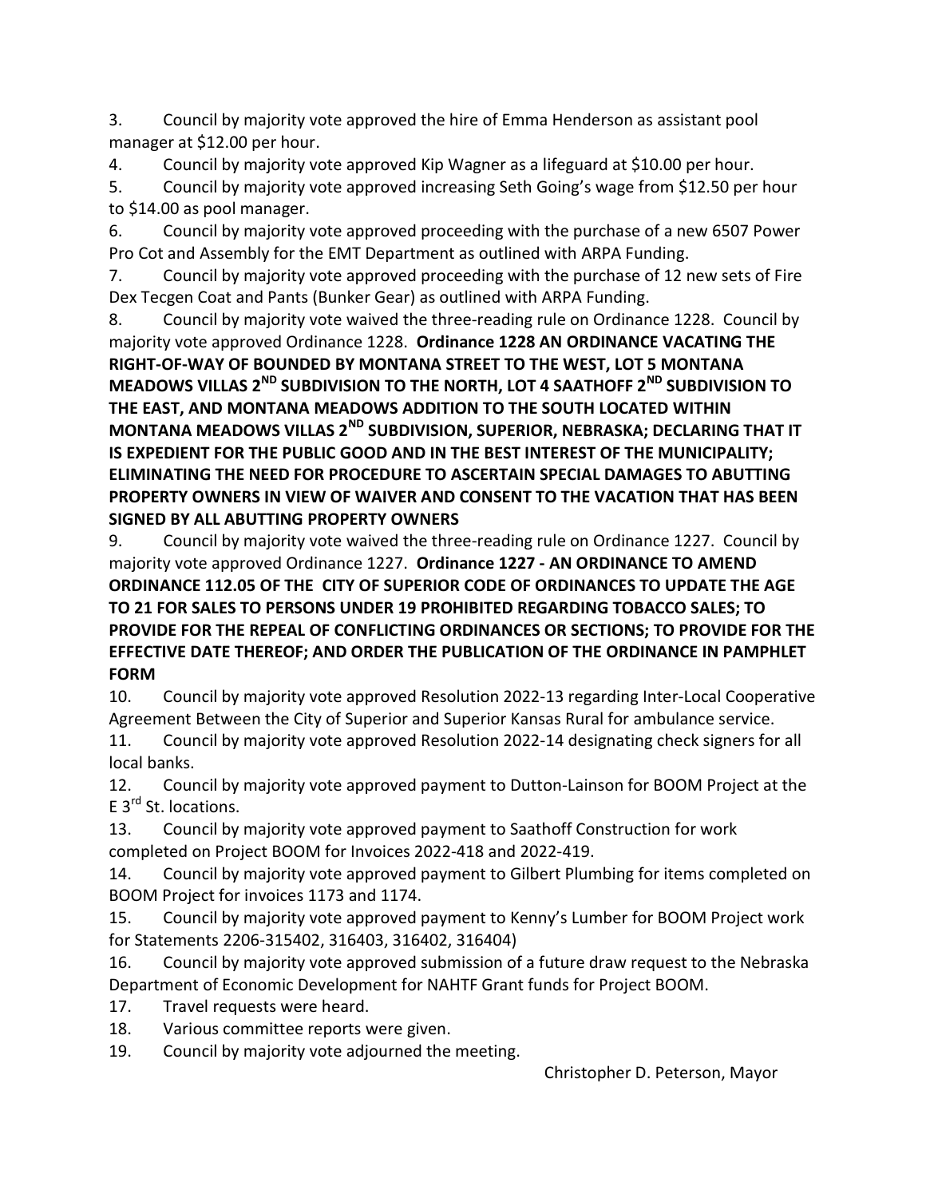3. Council by majority vote approved the hire of Emma Henderson as assistant pool manager at $12.00 per hour.

4. Council by majority vote approved Kip Wagner as a lifeguard at $10.00 per hour.

5. Council by majority vote approved increasing Seth Going's wage from $12.50 per hour to $14.00 as pool manager.

6. Council by majority vote approved proceeding with the purchase of a new 6507 Power Pro Cot and Assembly for the EMT Department as outlined with ARPA Funding.

7. Council by majority vote approved proceeding with the purchase of 12 new sets of Fire Dex Tecgen Coat and Pants (Bunker Gear) as outlined with ARPA Funding.

8. Council by majority vote waived the three-reading rule on Ordinance 1228. Council by majority vote approved Ordinance 1228. **Ordinance 1228 AN ORDINANCE VACATING THE RIGHT-OF-WAY OF BOUNDED BY MONTANA STREET TO THE WEST, LOT 5 MONTANA MEADOWS VILLAS 2ND SUBDIVISION TO THE NORTH, LOT 4 SAATHOFF 2ND SUBDIVISION TO THE EAST, AND MONTANA MEADOWS ADDITION TO THE SOUTH LOCATED WITHIN MONTANA MEADOWS VILLAS 2ND SUBDIVISION, SUPERIOR, NEBRASKA; DECLARING THAT IT IS EXPEDIENT FOR THE PUBLIC GOOD AND IN THE BEST INTEREST OF THE MUNICIPALITY; ELIMINATING THE NEED FOR PROCEDURE TO ASCERTAIN SPECIAL DAMAGES TO ABUTTING PROPERTY OWNERS IN VIEW OF WAIVER AND CONSENT TO THE VACATION THAT HAS BEEN SIGNED BY ALL ABUTTING PROPERTY OWNERS**

9. Council by majority vote waived the three-reading rule on Ordinance 1227. Council by majority vote approved Ordinance 1227. **Ordinance 1227 - AN ORDINANCE TO AMEND ORDINANCE 112.05 OF THE CITY OF SUPERIOR CODE OF ORDINANCES TO UPDATE THE AGE TO 21 FOR SALES TO PERSONS UNDER 19 PROHIBITED REGARDING TOBACCO SALES; TO PROVIDE FOR THE REPEAL OF CONFLICTING ORDINANCES OR SECTIONS; TO PROVIDE FOR THE EFFECTIVE DATE THEREOF; AND ORDER THE PUBLICATION OF THE ORDINANCE IN PAMPHLET FORM**

10. Council by majority vote approved Resolution 2022-13 regarding Inter-Local Cooperative Agreement Between the City of Superior and Superior Kansas Rural for ambulance service.

11. Council by majority vote approved Resolution 2022-14 designating check signers for all local banks.

12. Council by majority vote approved payment to Dutton-Lainson for BOOM Project at the E 3rd St. locations.

13. Council by majority vote approved payment to Saathoff Construction for work completed on Project BOOM for Invoices 2022-418 and 2022-419.

14. Council by majority vote approved payment to Gilbert Plumbing for items completed on BOOM Project for invoices 1173 and 1174.

15. Council by majority vote approved payment to Kenny's Lumber for BOOM Project work for Statements 2206-315402, 316403, 316402, 316404)

16. Council by majority vote approved submission of a future draw request to the Nebraska Department of Economic Development for NAHTF Grant funds for Project BOOM.

17. Travel requests were heard.

18. Various committee reports were given.

19. Council by majority vote adjourned the meeting.

Christopher D. Peterson, Mayor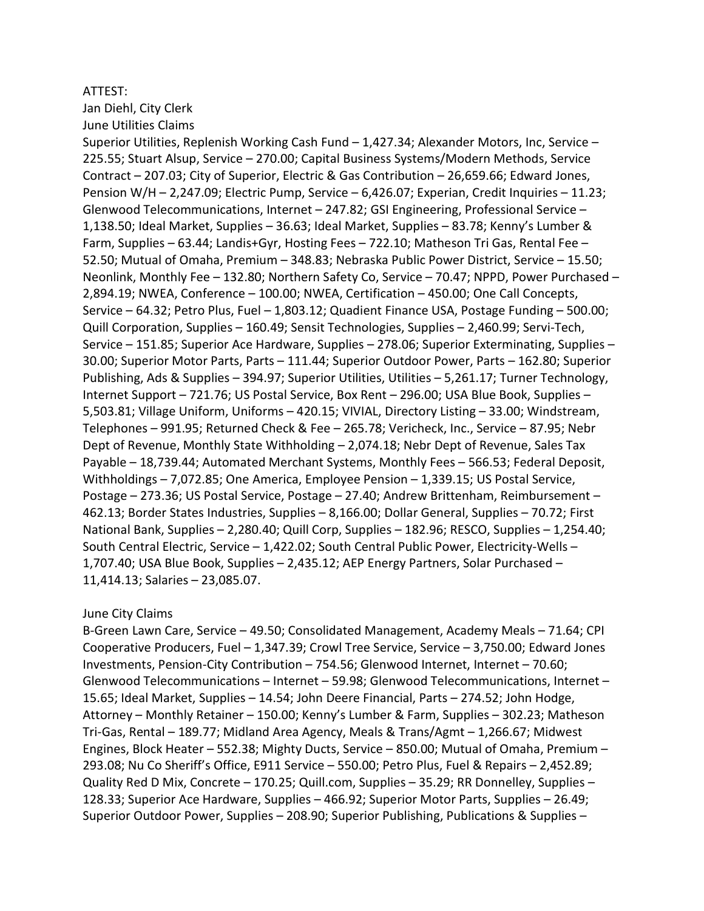ATTEST:

Jan Diehl, City Clerk

June Utilities Claims

Superior Utilities, Replenish Working Cash Fund – 1,427.34; Alexander Motors, Inc, Service – 225.55; Stuart Alsup, Service – 270.00; Capital Business Systems/Modern Methods, Service Contract – 207.03; City of Superior, Electric & Gas Contribution – 26,659.66; Edward Jones, Pension W/H – 2,247.09; Electric Pump, Service – 6,426.07; Experian, Credit Inquiries – 11.23; Glenwood Telecommunications, Internet – 247.82; GSI Engineering, Professional Service – 1,138.50; Ideal Market, Supplies – 36.63; Ideal Market, Supplies – 83.78; Kenny's Lumber & Farm, Supplies – 63.44; Landis+Gyr, Hosting Fees – 722.10; Matheson Tri Gas, Rental Fee – 52.50; Mutual of Omaha, Premium – 348.83; Nebraska Public Power District, Service – 15.50; Neonlink, Monthly Fee – 132.80; Northern Safety Co, Service – 70.47; NPPD, Power Purchased – 2,894.19; NWEA, Conference – 100.00; NWEA, Certification – 450.00; One Call Concepts, Service – 64.32; Petro Plus, Fuel – 1,803.12; Quadient Finance USA, Postage Funding – 500.00; Quill Corporation, Supplies – 160.49; Sensit Technologies, Supplies – 2,460.99; Servi-Tech, Service – 151.85; Superior Ace Hardware, Supplies – 278.06; Superior Exterminating, Supplies – 30.00; Superior Motor Parts, Parts – 111.44; Superior Outdoor Power, Parts – 162.80; Superior Publishing, Ads & Supplies – 394.97; Superior Utilities, Utilities – 5,261.17; Turner Technology, Internet Support – 721.76; US Postal Service, Box Rent – 296.00; USA Blue Book, Supplies – 5,503.81; Village Uniform, Uniforms – 420.15; VIVIAL, Directory Listing – 33.00; Windstream, Telephones – 991.95; Returned Check & Fee – 265.78; Vericheck, Inc., Service – 87.95; Nebr Dept of Revenue, Monthly State Withholding – 2,074.18; Nebr Dept of Revenue, Sales Tax Payable – 18,739.44; Automated Merchant Systems, Monthly Fees – 566.53; Federal Deposit, Withholdings – 7,072.85; One America, Employee Pension – 1,339.15; US Postal Service, Postage – 273.36; US Postal Service, Postage – 27.40; Andrew Brittenham, Reimbursement – 462.13; Border States Industries, Supplies – 8,166.00; Dollar General, Supplies – 70.72; First National Bank, Supplies – 2,280.40; Quill Corp, Supplies – 182.96; RESCO, Supplies – 1,254.40; South Central Electric, Service – 1,422.02; South Central Public Power, Electricity-Wells – 1,707.40; USA Blue Book, Supplies – 2,435.12; AEP Energy Partners, Solar Purchased – 11,414.13; Salaries – 23,085.07.

June City Claims

B-Green Lawn Care, Service – 49.50; Consolidated Management, Academy Meals – 71.64; CPI Cooperative Producers, Fuel – 1,347.39; Crowl Tree Service, Service – 3,750.00; Edward Jones Investments, Pension-City Contribution – 754.56; Glenwood Internet, Internet – 70.60; Glenwood Telecommunications – Internet – 59.98; Glenwood Telecommunications, Internet – 15.65; Ideal Market, Supplies – 14.54; John Deere Financial, Parts – 274.52; John Hodge, Attorney – Monthly Retainer – 150.00; Kenny's Lumber & Farm, Supplies – 302.23; Matheson Tri-Gas, Rental – 189.77; Midland Area Agency, Meals & Trans/Agmt – 1,266.67; Midwest Engines, Block Heater – 552.38; Mighty Ducts, Service – 850.00; Mutual of Omaha, Premium – 293.08; Nu Co Sheriff's Office, E911 Service – 550.00; Petro Plus, Fuel & Repairs – 2,452.89; Quality Red D Mix, Concrete – 170.25; Quill.com, Supplies – 35.29; RR Donnelley, Supplies – 128.33; Superior Ace Hardware, Supplies – 466.92; Superior Motor Parts, Supplies – 26.49; Superior Outdoor Power, Supplies – 208.90; Superior Publishing, Publications & Supplies –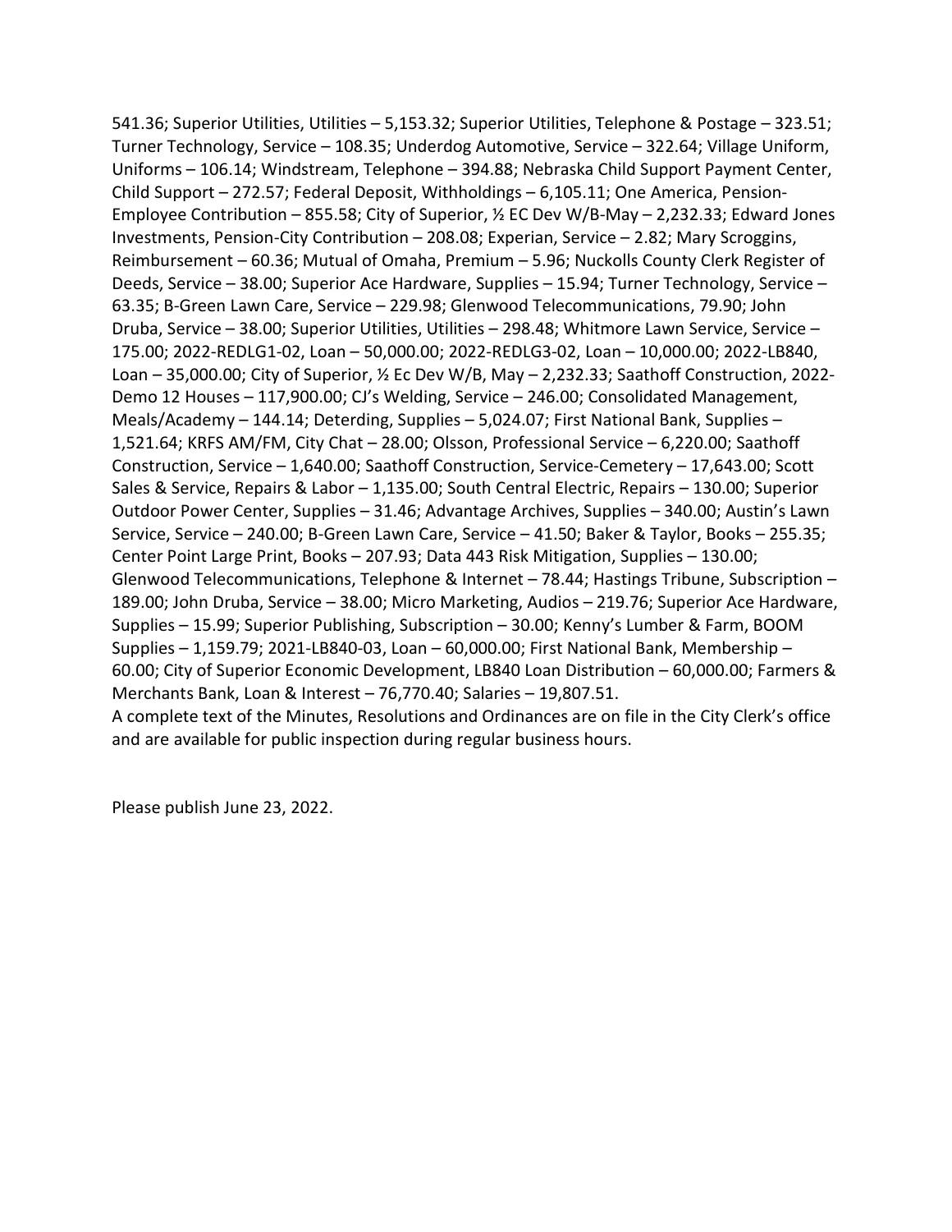541.36; Superior Utilities, Utilities – 5,153.32; Superior Utilities, Telephone & Postage – 323.51; Turner Technology, Service – 108.35; Underdog Automotive, Service – 322.64; Village Uniform, Uniforms – 106.14; Windstream, Telephone – 394.88; Nebraska Child Support Payment Center, Child Support – 272.57; Federal Deposit, Withholdings – 6,105.11; One America, Pension-Employee Contribution – 855.58; City of Superior, ½ EC Dev W/B-May – 2,232.33; Edward Jones Investments, Pension-City Contribution – 208.08; Experian, Service – 2.82; Mary Scroggins, Reimbursement – 60.36; Mutual of Omaha, Premium – 5.96; Nuckolls County Clerk Register of Deeds, Service – 38.00; Superior Ace Hardware, Supplies – 15.94; Turner Technology, Service – 63.35; B-Green Lawn Care, Service – 229.98; Glenwood Telecommunications, 79.90; John Druba, Service – 38.00; Superior Utilities, Utilities – 298.48; Whitmore Lawn Service, Service – 175.00; 2022-REDLG1-02, Loan – 50,000.00; 2022-REDLG3-02, Loan – 10,000.00; 2022-LB840, Loan – 35,000.00; City of Superior, ½ Ec Dev W/B, May – 2,232.33; Saathoff Construction, 2022-Demo 12 Houses – 117,900.00; CJ's Welding, Service – 246.00; Consolidated Management, Meals/Academy – 144.14; Deterding, Supplies – 5,024.07; First National Bank, Supplies – 1,521.64; KRFS AM/FM, City Chat – 28.00; Olsson, Professional Service – 6,220.00; Saathoff Construction, Service – 1,640.00; Saathoff Construction, Service-Cemetery – 17,643.00; Scott Sales & Service, Repairs & Labor – 1,135.00; South Central Electric, Repairs – 130.00; Superior Outdoor Power Center, Supplies – 31.46; Advantage Archives, Supplies – 340.00; Austin's Lawn Service, Service – 240.00; B-Green Lawn Care, Service – 41.50; Baker & Taylor, Books – 255.35; Center Point Large Print, Books – 207.93; Data 443 Risk Mitigation, Supplies – 130.00; Glenwood Telecommunications, Telephone & Internet – 78.44; Hastings Tribune, Subscription – 189.00; John Druba, Service – 38.00; Micro Marketing, Audios – 219.76; Superior Ace Hardware, Supplies – 15.99; Superior Publishing, Subscription – 30.00; Kenny's Lumber & Farm, BOOM Supplies – 1,159.79; 2021-LB840-03, Loan – 60,000.00; First National Bank, Membership – 60.00; City of Superior Economic Development, LB840 Loan Distribution – 60,000.00; Farmers & Merchants Bank, Loan & Interest – 76,770.40; Salaries – 19,807.51.

A complete text of the Minutes, Resolutions and Ordinances are on file in the City Clerk's office and are available for public inspection during regular business hours.

Please publish June 23, 2022.